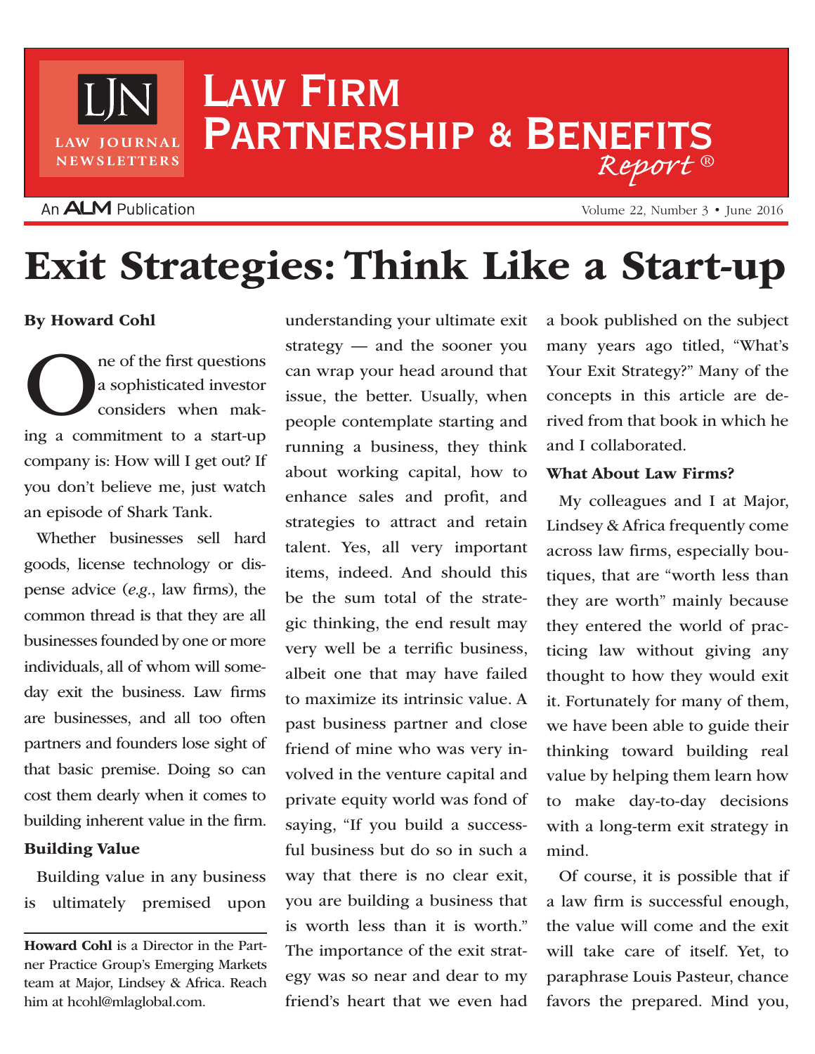# Exit Strategies: Think Like a Start-up

**By Howard Cohl**

One of the first questions a sophisticated investor considers when making a commitment to a start-up company is: How will I get out? If you don't believe me, just watch an episode of Shark Tank.

Whether businesses sell hard goods, license technology or dispense advice (*e.g.*, law firms), the common thread is that they are all businesses founded by one or more individuals, all of whom will someday exit the business. Law firms are businesses, and all too often partners and founders lose sight of that basic premise. Doing so can cost them dearly when it comes to building inherent value in the firm.

### Building Value

Building value in any business is ultimately premised upon understanding your ultimate exit strategy — and the sooner you can wrap your head around that issue, the better. Usually, when people contemplate starting and running a business, they think about working capital, how to enhance sales and profit, and strategies to attract and retain talent. Yes, all very important items, indeed. And should this be the sum total of the strategic thinking, the end result may very well be a terrific business, albeit one that may have failed to maximize its intrinsic value. A past business partner and close friend of mine who was very involved in the venture capital and private equity world was fond of saying, "If you build a successful business but do so in such a way that there is no clear exit, you are building a business that is worth less than it is worth." The importance of the exit strategy was so near and dear to my friend's heart that we even had a book published on the subject many years ago titled, "What's Your Exit Strategy?" Many of the concepts in this article are derived from that book in which he and I collaborated.

### What About Law Firms?

My colleagues and I at Major, Lindsey & Africa frequently come across law firms, especially boutiques, that are "worth less than they are worth" mainly because they entered the world of practicing law without giving any thought to how they would exit it. Fortunately for many of them, we have been able to guide their thinking toward building real value by helping them learn how to make day-to-day decisions with a long-term exit strategy in mind.

Of course, it is possible that if a law firm is successful enough, the value will come and the exit will take care of itself. Yet, to paraphrase Louis Pasteur, chance favors the prepared. Mind you,

---

**Howard Cohl** is a Director in the Partner Practice Group's Emerging Markets team at Major, Lindsey & Africa. Reach him at hcohl@mlaglobal.com.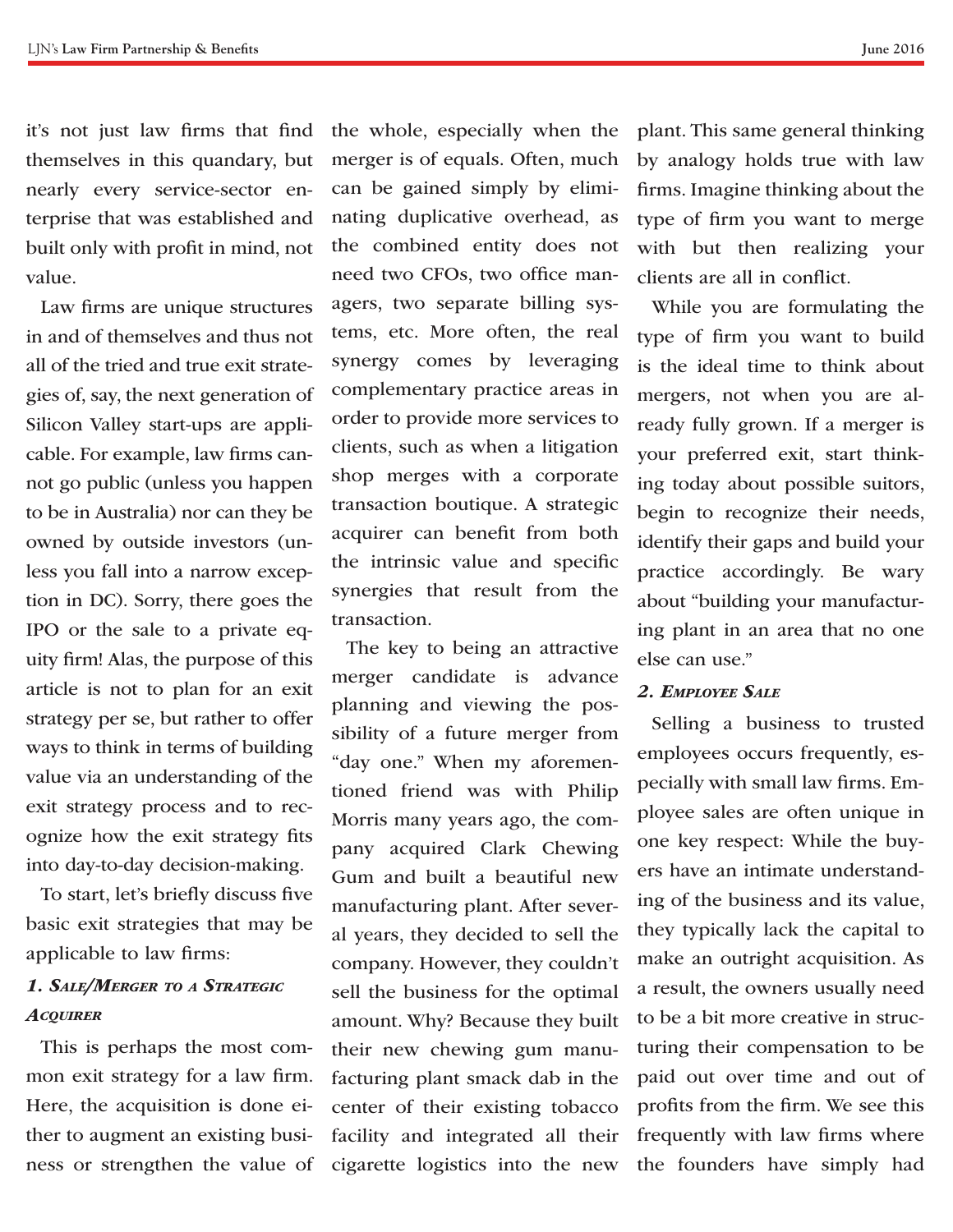it's not just law firms that find themselves in this quandary, but nearly every service-sector enterprise that was established and built only with profit in mind, not value.

Law firms are unique structures in and of themselves and thus not all of the tried and true exit strategies of, say, the next generation of Silicon Valley start-ups are applicable. For example, law firms cannot go public (unless you happen to be in Australia) nor can they be owned by outside investors (unless you fall into a narrow exception in DC). Sorry, there goes the IPO or the sale to a private equity firm! Alas, the purpose of this article is not to plan for an exit strategy per se, but rather to offer ways to think in terms of building value via an understanding of the exit strategy process and to recognize how the exit strategy fits into day-to-day decision-making.

To start, let's briefly discuss five basic exit strategies that may be applicable to law firms:

### *1. Sale/Merger to a Strategic Acquirer*

This is perhaps the most common exit strategy for a law firm. Here, the acquisition is done either to augment an existing business or strengthen the value of the whole, especially when the merger is of equals. Often, much can be gained simply by eliminating duplicative overhead, as the combined entity does not need two CFOs, two office managers, two separate billing systems, etc. More often, the real synergy comes by leveraging complementary practice areas in order to provide more services to clients, such as when a litigation shop merges with a corporate transaction boutique. A strategic acquirer can benefit from both the intrinsic value and specific synergies that result from the transaction.

The key to being an attractive merger candidate is advance planning and viewing the possibility of a future merger from "day one." When my aforementioned friend was with Philip Morris many years ago, the company acquired Clark Chewing Gum and built a beautiful new manufacturing plant. After several years, they decided to sell the company. However, they couldn't sell the business for the optimal amount. Why? Because they built their new chewing gum manufacturing plant smack dab in the center of their existing tobacco facility and integrated all their cigarette logistics into the new plant. This same general thinking by analogy holds true with law firms. Imagine thinking about the type of firm you want to merge with but then realizing your clients are all in conflict.

While you are formulating the type of firm you want to build is the ideal time to think about mergers, not when you are already fully grown. If a merger is your preferred exit, start thinking today about possible suitors, begin to recognize their needs, identify their gaps and build your practice accordingly. Be wary about "building your manufacturing plant in an area that no one else can use."

### *2. Employee Sale*

Selling a business to trusted employees occurs frequently, especially with small law firms. Employee sales are often unique in one key respect: While the buyers have an intimate understanding of the business and its value, they typically lack the capital to make an outright acquisition. As a result, the owners usually need to be a bit more creative in structuring their compensation to be paid out over time and out of profits from the firm. We see this frequently with law firms where the founders have simply had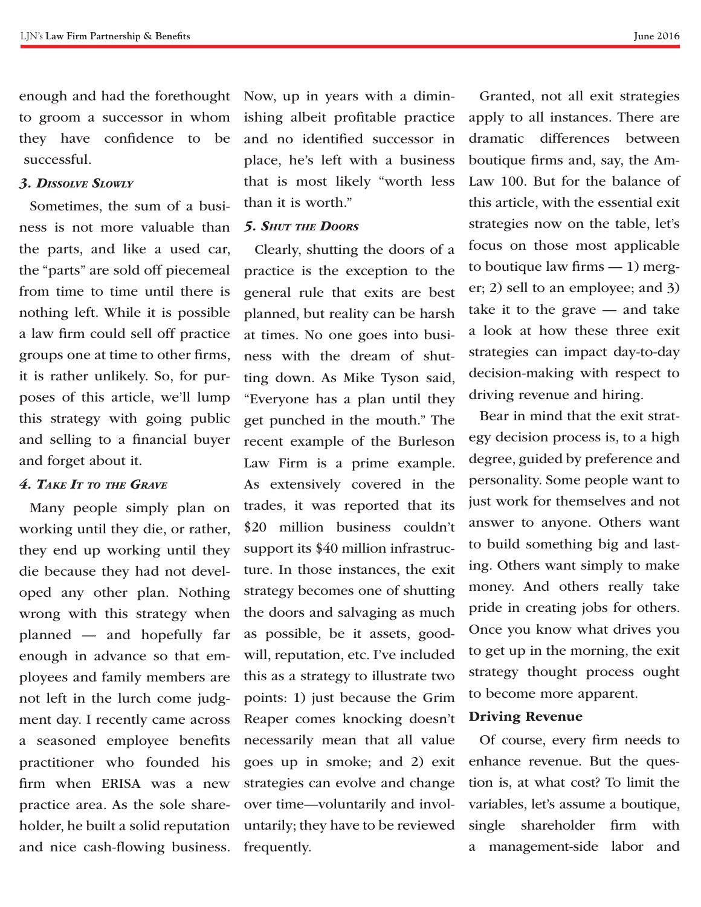enough and had the forethought to groom a successor in whom they have confidence to be successful.

### *3. Dissolve Slowly*

Sometimes, the sum of a business is not more valuable than the parts, and like a used car, the "parts" are sold off piecemeal from time to time until there is nothing left. While it is possible a law firm could sell off practice groups one at time to other firms, it is rather unlikely. So, for purposes of this article, we'll lump this strategy with going public and selling to a financial buyer and forget about it.

### *4. Take It to the Grave*

Many people simply plan on working until they die, or rather, they end up working until they die because they had not developed any other plan. Nothing wrong with this strategy when planned — and hopefully far enough in advance so that employees and family members are not left in the lurch come judgment day. I recently came across a seasoned employee benefits practitioner who founded his firm when ERISA was a new practice area. As the sole shareholder, he built a solid reputation and nice cash-flowing business. Now, up in years with a diminishing albeit profitable practice and no identified successor in place, he's left with a business that is most likely "worth less than it is worth."

### *5. Shut the Doors*

Clearly, shutting the doors of a practice is the exception to the general rule that exits are best planned, but reality can be harsh at times. No one goes into business with the dream of shutting down. As Mike Tyson said, "Everyone has a plan until they get punched in the mouth." The recent example of the Burleson Law Firm is a prime example. As extensively covered in the trades, it was reported that its $20 million business couldn't support its $40 million infrastructure. In those instances, the exit strategy becomes one of shutting the doors and salvaging as much as possible, be it assets, goodwill, reputation, etc. I've included this as a strategy to illustrate two points: 1) just because the Grim Reaper comes knocking doesn't necessarily mean that all value goes up in smoke; and 2) exit strategies can evolve and change over time—voluntarily and involuntarily; they have to be reviewed frequently.

Granted, not all exit strategies apply to all instances. There are dramatic differences between boutique firms and, say, the AmLaw 100. But for the balance of this article, with the essential exit strategies now on the table, let's focus on those most applicable to boutique law firms — 1) merger; 2) sell to an employee; and 3) take it to the grave — and take a look at how these three exit strategies can impact day-to-day decision-making with respect to driving revenue and hiring.

Bear in mind that the exit strategy decision process is, to a high degree, guided by preference and personality. Some people want to just work for themselves and not answer to anyone. Others want to build something big and lasting. Others want simply to make money. And others really take pride in creating jobs for others. Once you know what drives you to get up in the morning, the exit strategy thought process ought to become more apparent.

### Driving Revenue

Of course, every firm needs to enhance revenue. But the question is, at what cost? To limit the variables, let's assume a boutique, single shareholder firm with a management-side labor and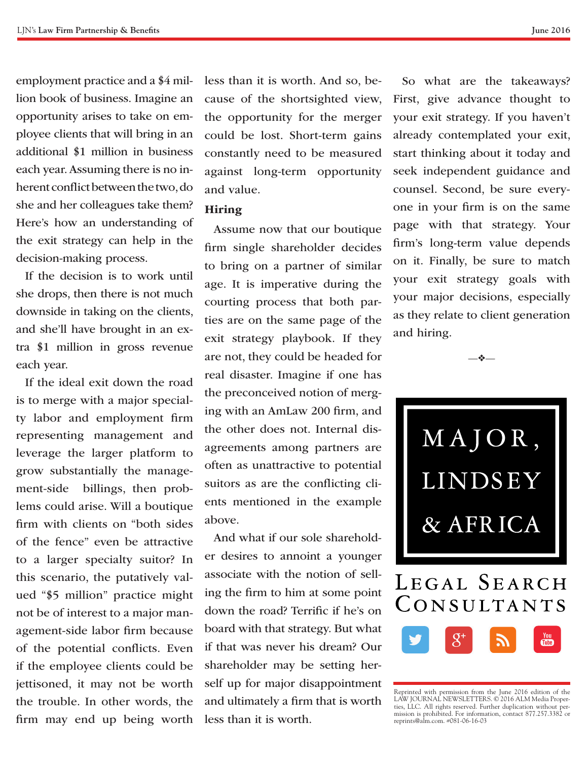employment practice and a $4 million book of business. Imagine an opportunity arises to take on employee clients that will bring in an additional $1 million in business each year. Assuming there is no inherent conflict between the two, do she and her colleagues take them? Here's how an understanding of the exit strategy can help in the decision-making process.

If the decision is to work until she drops, then there is not much downside in taking on the clients, and she'll have brought in an extra $1 million in gross revenue each year.

If the ideal exit down the road is to merge with a major specialty labor and employment firm representing management and leverage the larger platform to grow substantially the management-side billings, then problems could arise. Will a boutique firm with clients on "both sides of the fence" even be attractive to a larger specialty suitor? In this scenario, the putatively valued "$5 million" practice might not be of interest to a major management-side labor firm because of the potential conflicts. Even if the employee clients could be jettisoned, it may not be worth the trouble. In other words, the firm may end up being worth less than it is worth. And so, because of the shortsighted view, the opportunity for the merger could be lost. Short-term gains constantly need to be measured against long-term opportunity and value.

**Hiring**

Assume now that our boutique firm single shareholder decides to bring on a partner of similar age. It is imperative during the courting process that both parties are on the same page of the exit strategy playbook. If they are not, they could be headed for real disaster. Imagine if one has the preconceived notion of merging with an AmLaw 200 firm, and the other does not. Internal disagreements among partners are often as unattractive to potential suitors as are the conflicting clients mentioned in the example above.

And what if our sole shareholder desires to annoint a younger associate with the notion of selling the firm to him at some point down the road? Terrific if he's on board with that strategy. But what if that was never his dream? Our shareholder may be setting herself up for major disappointment and ultimately a firm that is worth less than it is worth.

So what are the takeaways? First, give advance thought to your exit strategy. If you haven't already contemplated your exit, start thinking about it today and seek independent guidance and counsel. Second, be sure everyone in your firm is on the same page with that strategy. Your firm's long-term value depends on it. Finally, be sure to match your exit strategy goals with your major decisions, especially as they relate to client generation and hiring.

—❖—

MAJOR, LINDSEY & AFRICA

LEGAL SEARCH CONSULTANTS

Reprinted with permission from the June 2016 edition of the LAW JOURNAL NEWSLETTERS. © 2016 ALM Media Properties, LLC. All rights reserved. Further duplication without permission is prohibited. For information, contact 877.257.3382 or reprints@alm.com. #081-06-16-03